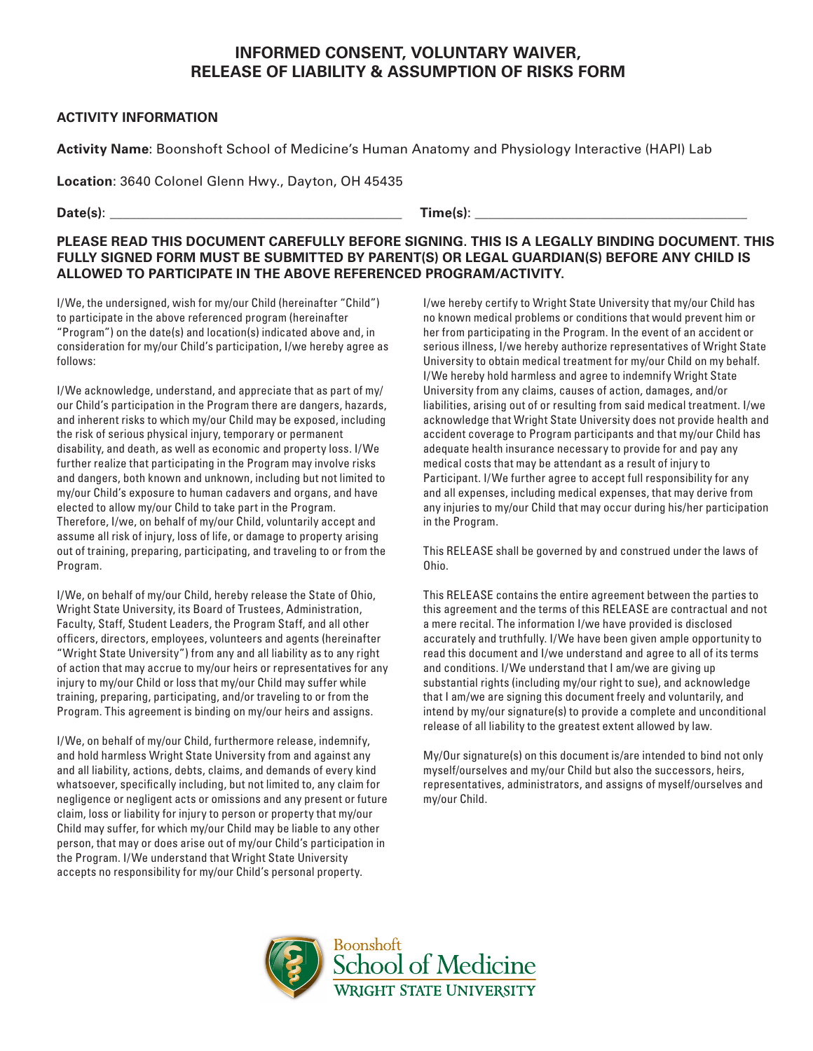# INFORMED CONSENT, VOLUNTARY WAIVER, RELEASE OF LIABILITY & ASSUMPTION OF RISKS FORM

## ACTIVITY INFORMATION

**Activity Name**: Boonshoft School of Medicine's Human Anatomy and Physiology Interactive (HAPI) Lab

**Location**: 3640 Colonel Glenn Hwy., Dayton, OH 45435

**Date(s)**: ________________________________________ **Time(s)**: ________________________________________

**PLEASE READ THIS DOCUMENT CAREFULLY BEFORE SIGNING. THIS IS A LEGALLY BINDING DOCUMENT. THIS FULLY SIGNED FORM MUST BE SUBMITTED BY PARENT(S) OR LEGAL GUARDIAN(S) BEFORE ANY CHILD IS ALLOWED TO PARTICIPATE IN THE ABOVE REFERENCED PROGRAM/ACTIVITY.**

I/We, the undersigned, wish for my/our Child (hereinafter "Child") to participate in the above referenced program (hereinafter "Program") on the date(s) and location(s) indicated above and, in consideration for my/our Child's participation, I/we hereby agree as follows:

I/We acknowledge, understand, and appreciate that as part of my/our Child's participation in the Program there are dangers, hazards, and inherent risks to which my/our Child may be exposed, including the risk of serious physical injury, temporary or permanent disability, and death, as well as economic and property loss. I/We further realize that participating in the Program may involve risks and dangers, both known and unknown, including but not limited to my/our Child's exposure to human cadavers and organs, and have elected to allow my/our Child to take part in the Program. Therefore, I/we, on behalf of my/our Child, voluntarily accept and assume all risk of injury, loss of life, or damage to property arising out of training, preparing, participating, and traveling to or from the Program.

I/We, on behalf of my/our Child, hereby release the State of Ohio, Wright State University, its Board of Trustees, Administration, Faculty, Staff, Student Leaders, the Program Staff, and all other officers, directors, employees, volunteers and agents (hereinafter "Wright State University") from any and all liability as to any right of action that may accrue to my/our heirs or representatives for any injury to my/our Child or loss that my/our Child may suffer while training, preparing, participating, and/or traveling to or from the Program. This agreement is binding on my/our heirs and assigns.

I/We, on behalf of my/our Child, furthermore release, indemnify, and hold harmless Wright State University from and against any and all liability, actions, debts, claims, and demands of every kind whatsoever, specifically including, but not limited to, any claim for negligence or negligent acts or omissions and any present or future claim, loss or liability for injury to person or property that my/our Child may suffer, for which my/our Child may be liable to any other person, that may or does arise out of my/our Child's participation in the Program. I/We understand that Wright State University accepts no responsibility for my/our Child's personal property.

I/we hereby certify to Wright State University that my/our Child has no known medical problems or conditions that would prevent him or her from participating in the Program. In the event of an accident or serious illness, I/we hereby authorize representatives of Wright State University to obtain medical treatment for my/our Child on my behalf. I/We hereby hold harmless and agree to indemnify Wright State University from any claims, causes of action, damages, and/or liabilities, arising out of or resulting from said medical treatment. I/we acknowledge that Wright State University does not provide health and accident coverage to Program participants and that my/our Child has adequate health insurance necessary to provide for and pay any medical costs that may be attendant as a result of injury to Participant. I/We further agree to accept full responsibility for any and all expenses, including medical expenses, that may derive from any injuries to my/our Child that may occur during his/her participation in the Program.

This RELEASE shall be governed by and construed under the laws of Ohio.

This RELEASE contains the entire agreement between the parties to this agreement and the terms of this RELEASE are contractual and not a mere recital. The information I/we have provided is disclosed accurately and truthfully. I/We have been given ample opportunity to read this document and I/we understand and agree to all of its terms and conditions. I/We understand that I am/we are giving up substantial rights (including my/our right to sue), and acknowledge that I am/we are signing this document freely and voluntarily, and intend by my/our signature(s) to provide a complete and unconditional release of all liability to the greatest extent allowed by law.

My/Our signature(s) on this document is/are intended to bind not only myself/ourselves and my/our Child but also the successors, heirs, representatives, administrators, and assigns of myself/ourselves and my/our Child.

Boonshoft School of Medicine
WRIGHT STATE UNIVERSITY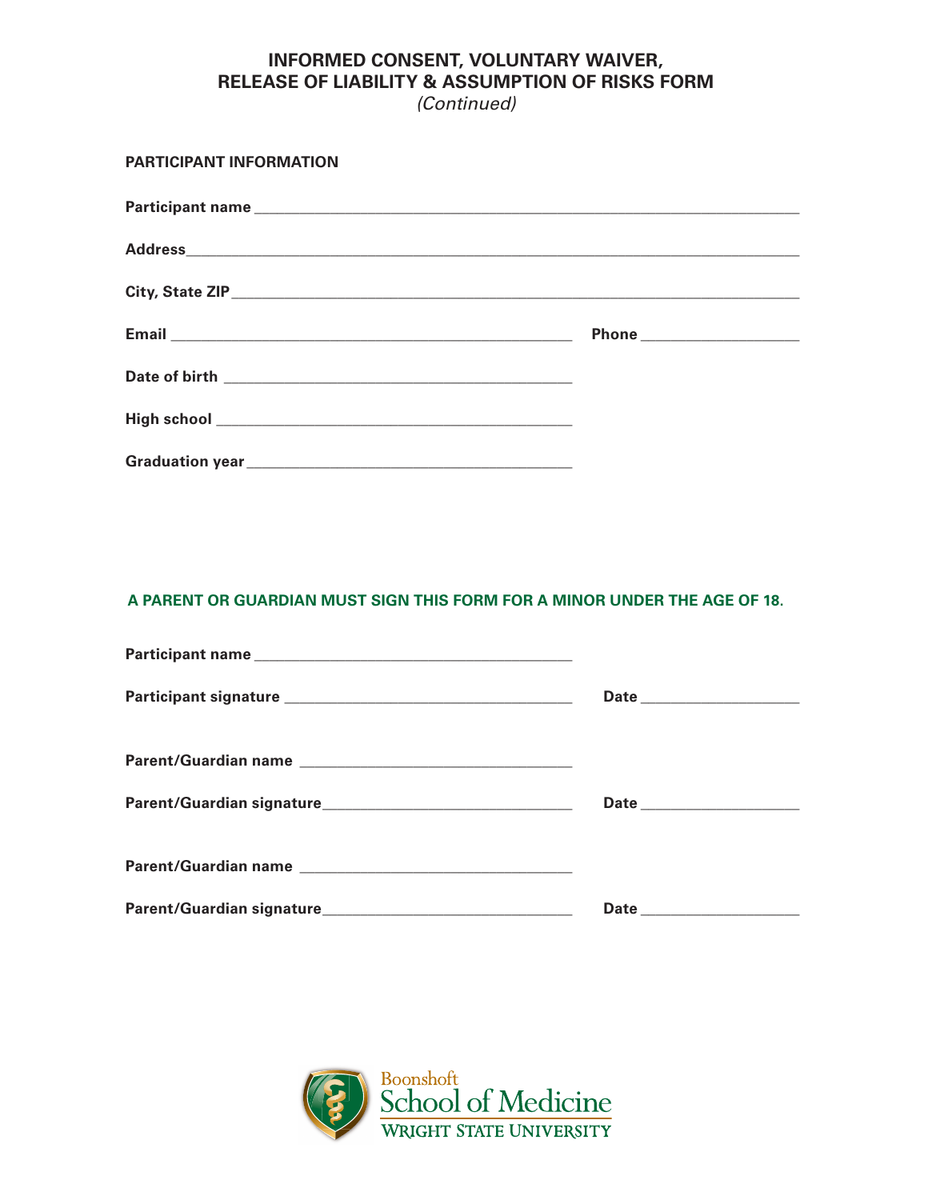# INFORMED CONSENT, VOLUNTARY WAIVER, RELEASE OF LIABILITY & ASSUMPTION OF RISKS FORM

*(Continued)*

**PARTICIPANT INFORMATION**

**Participant name** ______________________________________________

**Address** ______________________________________________

**City, State ZIP** ______________________________________________

**Email** ______________________________ **Phone** ____________________

**Date of birth** ______________________________

**High school** ______________________________

**Graduation year** ______________________________

**A PARENT OR GUARDIAN MUST SIGN THIS FORM FOR A MINOR UNDER THE AGE OF 18.**

**Participant name** ______________________________

**Participant signature** ______________________________ **Date** ____________________

**Parent/Guardian name** ______________________________

**Parent/Guardian signature** ______________________________ **Date** ____________________

**Parent/Guardian name** ______________________________

**Parent/Guardian signature** ______________________________ **Date** ____________________

Boonshoft School of Medicine
WRIGHT STATE UNIVERSITY